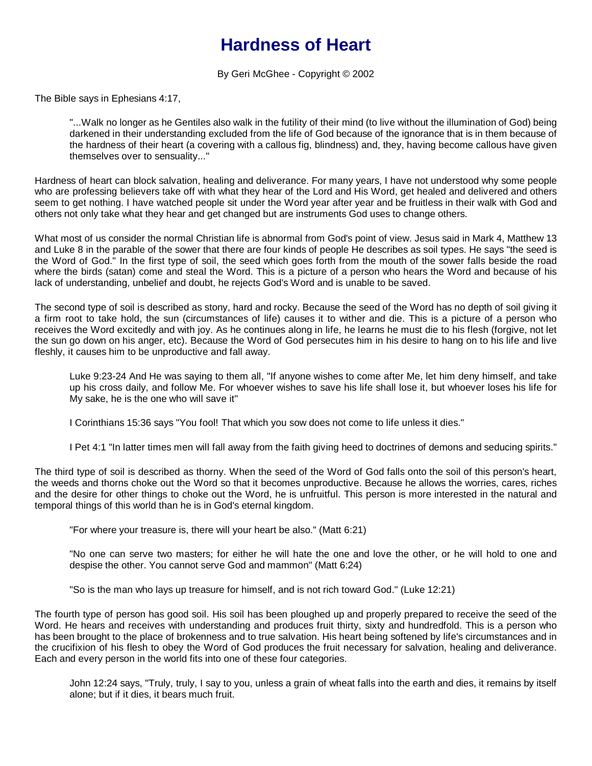# Hardness of Heart

By Geri McGhee - Copyright © 2002

The Bible says in Ephesians 4:17,

> "...Walk no longer as he Gentiles also walk in the futility of their mind (to live without the illumination of God) being darkened in their understanding excluded from the life of God because of the ignorance that is in them because of the hardness of their heart (a covering with a callous fig, blindness) and, they, having become callous have given themselves over to sensuality..."

Hardness of heart can block salvation, healing and deliverance. For many years, I have not understood why some people who are professing believers take off with what they hear of the Lord and His Word, get healed and delivered and others seem to get nothing. I have watched people sit under the Word year after year and be fruitless in their walk with God and others not only take what they hear and get changed but are instruments God uses to change others.

What most of us consider the normal Christian life is abnormal from God's point of view. Jesus said in Mark 4, Matthew 13 and Luke 8 in the parable of the sower that there are four kinds of people He describes as soil types. He says "the seed is the Word of God." In the first type of soil, the seed which goes forth from the mouth of the sower falls beside the road where the birds (satan) come and steal the Word. This is a picture of a person who hears the Word and because of his lack of understanding, unbelief and doubt, he rejects God's Word and is unable to be saved.

The second type of soil is described as stony, hard and rocky. Because the seed of the Word has no depth of soil giving it a firm root to take hold, the sun (circumstances of life) causes it to wither and die. This is a picture of a person who receives the Word excitedly and with joy. As he continues along in life, he learns he must die to his flesh (forgive, not let the sun go down on his anger, etc). Because the Word of God persecutes him in his desire to hang on to his life and live fleshly, it causes him to be unproductive and fall away.

> Luke 9:23-24 And He was saying to them all, "If anyone wishes to come after Me, let him deny himself, and take up his cross daily, and follow Me. For whoever wishes to save his life shall lose it, but whoever loses his life for My sake, he is the one who will save it"
>
> I Corinthians 15:36 says "You fool! That which you sow does not come to life unless it dies."
>
> I Pet 4:1 "In latter times men will fall away from the faith giving heed to doctrines of demons and seducing spirits."

The third type of soil is described as thorny. When the seed of the Word of God falls onto the soil of this person's heart, the weeds and thorns choke out the Word so that it becomes unproductive. Because he allows the worries, cares, riches and the desire for other things to choke out the Word, he is unfruitful. This person is more interested in the natural and temporal things of this world than he is in God's eternal kingdom.

> "For where your treasure is, there will your heart be also." (Matt 6:21)
>
> "No one can serve two masters; for either he will hate the one and love the other, or he will hold to one and despise the other. You cannot serve God and mammon" (Matt 6:24)
>
> "So is the man who lays up treasure for himself, and is not rich toward God." (Luke 12:21)

The fourth type of person has good soil. His soil has been ploughed up and properly prepared to receive the seed of the Word. He hears and receives with understanding and produces fruit thirty, sixty and hundredfold. This is a person who has been brought to the place of brokenness and to true salvation. His heart being softened by life's circumstances and in the crucifixion of his flesh to obey the Word of God produces the fruit necessary for salvation, healing and deliverance. Each and every person in the world fits into one of these four categories.

> John 12:24 says, "Truly, truly, I say to you, unless a grain of wheat falls into the earth and dies, it remains by itself alone; but if it dies, it bears much fruit.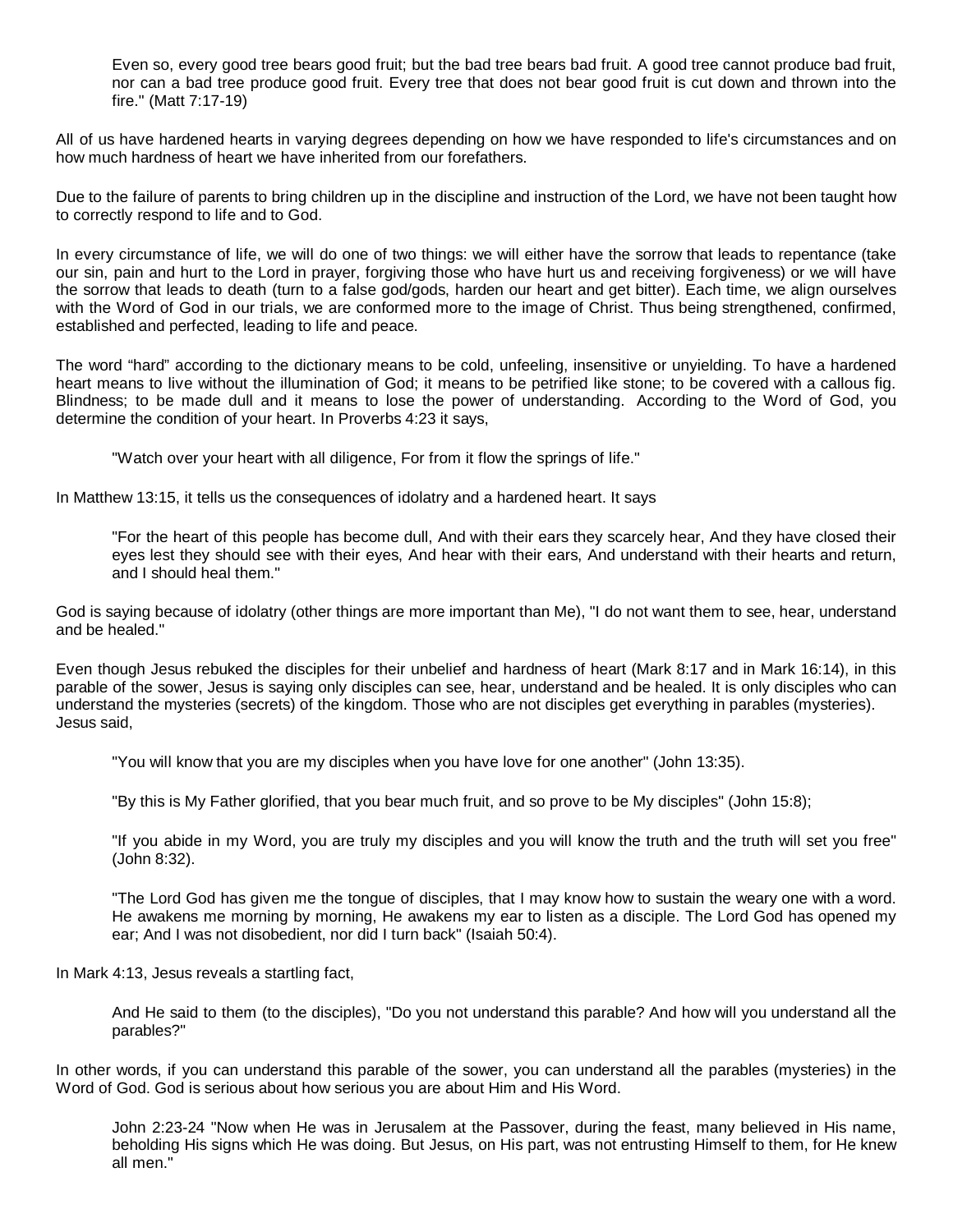> Even so, every good tree bears good fruit; but the bad tree bears bad fruit. A good tree cannot produce bad fruit, nor can a bad tree produce good fruit. Every tree that does not bear good fruit is cut down and thrown into the fire." (Matt 7:17-19)

All of us have hardened hearts in varying degrees depending on how we have responded to life's circumstances and on how much hardness of heart we have inherited from our forefathers.

Due to the failure of parents to bring children up in the discipline and instruction of the Lord, we have not been taught how to correctly respond to life and to God.

In every circumstance of life, we will do one of two things: we will either have the sorrow that leads to repentance (take our sin, pain and hurt to the Lord in prayer, forgiving those who have hurt us and receiving forgiveness) or we will have the sorrow that leads to death (turn to a false god/gods, harden our heart and get bitter). Each time, we align ourselves with the Word of God in our trials, we are conformed more to the image of Christ. Thus being strengthened, confirmed, established and perfected, leading to life and peace.

The word "hard" according to the dictionary means to be cold, unfeeling, insensitive or unyielding. To have a hardened heart means to live without the illumination of God; it means to be petrified like stone; to be covered with a callous fig. Blindness; to be made dull and it means to lose the power of understanding. According to the Word of God, you determine the condition of your heart. In Proverbs 4:23 it says,

> "Watch over your heart with all diligence, For from it flow the springs of life."

In Matthew 13:15, it tells us the consequences of idolatry and a hardened heart. It says

> "For the heart of this people has become dull, And with their ears they scarcely hear, And they have closed their eyes lest they should see with their eyes, And hear with their ears, And understand with their hearts and return, and I should heal them."

God is saying because of idolatry (other things are more important than Me), "I do not want them to see, hear, understand and be healed."

Even though Jesus rebuked the disciples for their unbelief and hardness of heart (Mark 8:17 and in Mark 16:14), in this parable of the sower, Jesus is saying only disciples can see, hear, understand and be healed. It is only disciples who can understand the mysteries (secrets) of the kingdom. Those who are not disciples get everything in parables (mysteries). Jesus said,

> "You will know that you are my disciples when you have love for one another" (John 13:35).
>
> "By this is My Father glorified, that you bear much fruit, and so prove to be My disciples" (John 15:8);
>
> "If you abide in my Word, you are truly my disciples and you will know the truth and the truth will set you free" (John 8:32).
>
> "The Lord God has given me the tongue of disciples, that I may know how to sustain the weary one with a word. He awakens me morning by morning, He awakens my ear to listen as a disciple. The Lord God has opened my ear; And I was not disobedient, nor did I turn back" (Isaiah 50:4).

In Mark 4:13, Jesus reveals a startling fact,

> And He said to them (to the disciples), "Do you not understand this parable? And how will you understand all the parables?"

In other words, if you can understand this parable of the sower, you can understand all the parables (mysteries) in the Word of God. God is serious about how serious you are about Him and His Word.

> John 2:23-24 "Now when He was in Jerusalem at the Passover, during the feast, many believed in His name, beholding His signs which He was doing. But Jesus, on His part, was not entrusting Himself to them, for He knew all men."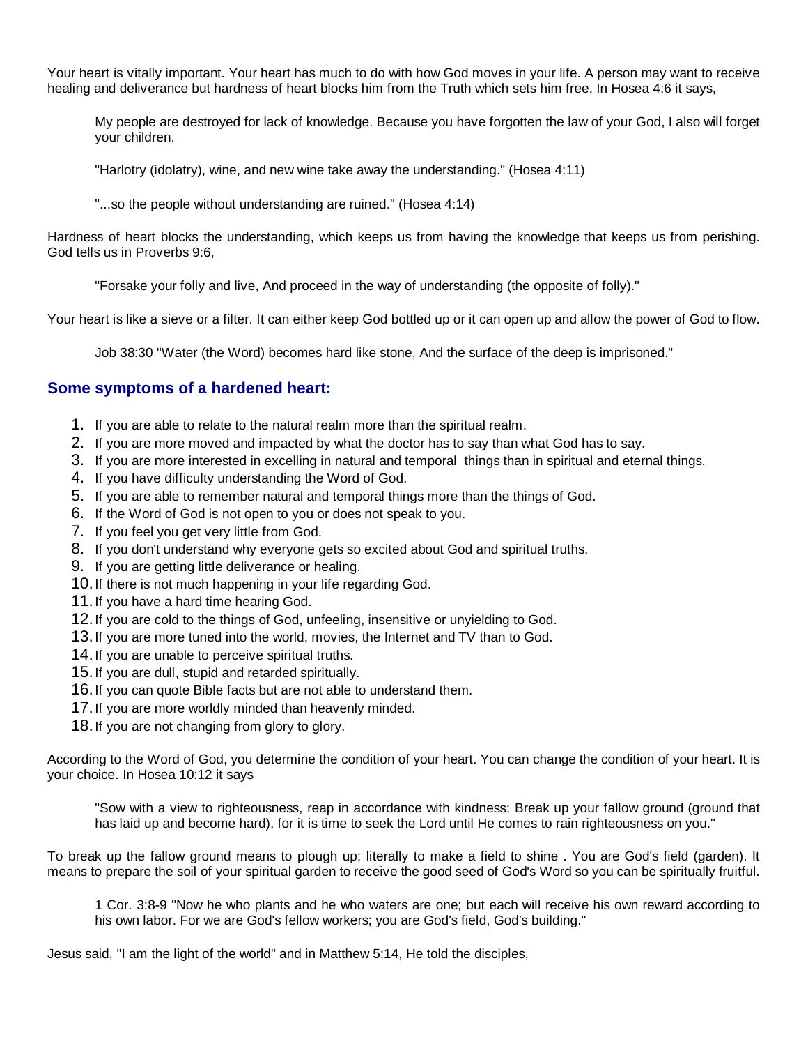Your heart is vitally important. Your heart has much to do with how God moves in your life. A person may want to receive healing and deliverance but hardness of heart blocks him from the Truth which sets him free. In Hosea 4:6 it says,

> My people are destroyed for lack of knowledge. Because you have forgotten the law of your God, I also will forget your children.
>
> "Harlotry (idolatry), wine, and new wine take away the understanding." (Hosea 4:11)
>
> "...so the people without understanding are ruined." (Hosea 4:14)

Hardness of heart blocks the understanding, which keeps us from having the knowledge that keeps us from perishing. God tells us in Proverbs 9:6,

> "Forsake your folly and live, And proceed in the way of understanding (the opposite of folly)."

Your heart is like a sieve or a filter. It can either keep God bottled up or it can open up and allow the power of God to flow.

> Job 38:30 "Water (the Word) becomes hard like stone, And the surface of the deep is imprisoned."

## Some symptoms of a hardened heart:

1. If you are able to relate to the natural realm more than the spiritual realm.
2. If you are more moved and impacted by what the doctor has to say than what God has to say.
3. If you are more interested in excelling in natural and temporal things than in spiritual and eternal things.
4. If you have difficulty understanding the Word of God.
5. If you are able to remember natural and temporal things more than the things of God.
6. If the Word of God is not open to you or does not speak to you.
7. If you feel you get very little from God.
8. If you don't understand why everyone gets so excited about God and spiritual truths.
9. If you are getting little deliverance or healing.
10. If there is not much happening in your life regarding God.
11. If you have a hard time hearing God.
12. If you are cold to the things of God, unfeeling, insensitive or unyielding to God.
13. If you are more tuned into the world, movies, the Internet and TV than to God.
14. If you are unable to perceive spiritual truths.
15. If you are dull, stupid and retarded spiritually.
16. If you can quote Bible facts but are not able to understand them.
17. If you are more worldly minded than heavenly minded.
18. If you are not changing from glory to glory.

According to the Word of God, you determine the condition of your heart. You can change the condition of your heart. It is your choice. In Hosea 10:12 it says

> "Sow with a view to righteousness, reap in accordance with kindness; Break up your fallow ground (ground that has laid up and become hard), for it is time to seek the Lord until He comes to rain righteousness on you."

To break up the fallow ground means to plough up; literally to make a field to shine . You are God's field (garden). It means to prepare the soil of your spiritual garden to receive the good seed of God's Word so you can be spiritually fruitful.

> 1 Cor. 3:8-9 "Now he who plants and he who waters are one; but each will receive his own reward according to his own labor. For we are God's fellow workers; you are God's field, God's building."

Jesus said, "I am the light of the world" and in Matthew 5:14, He told the disciples,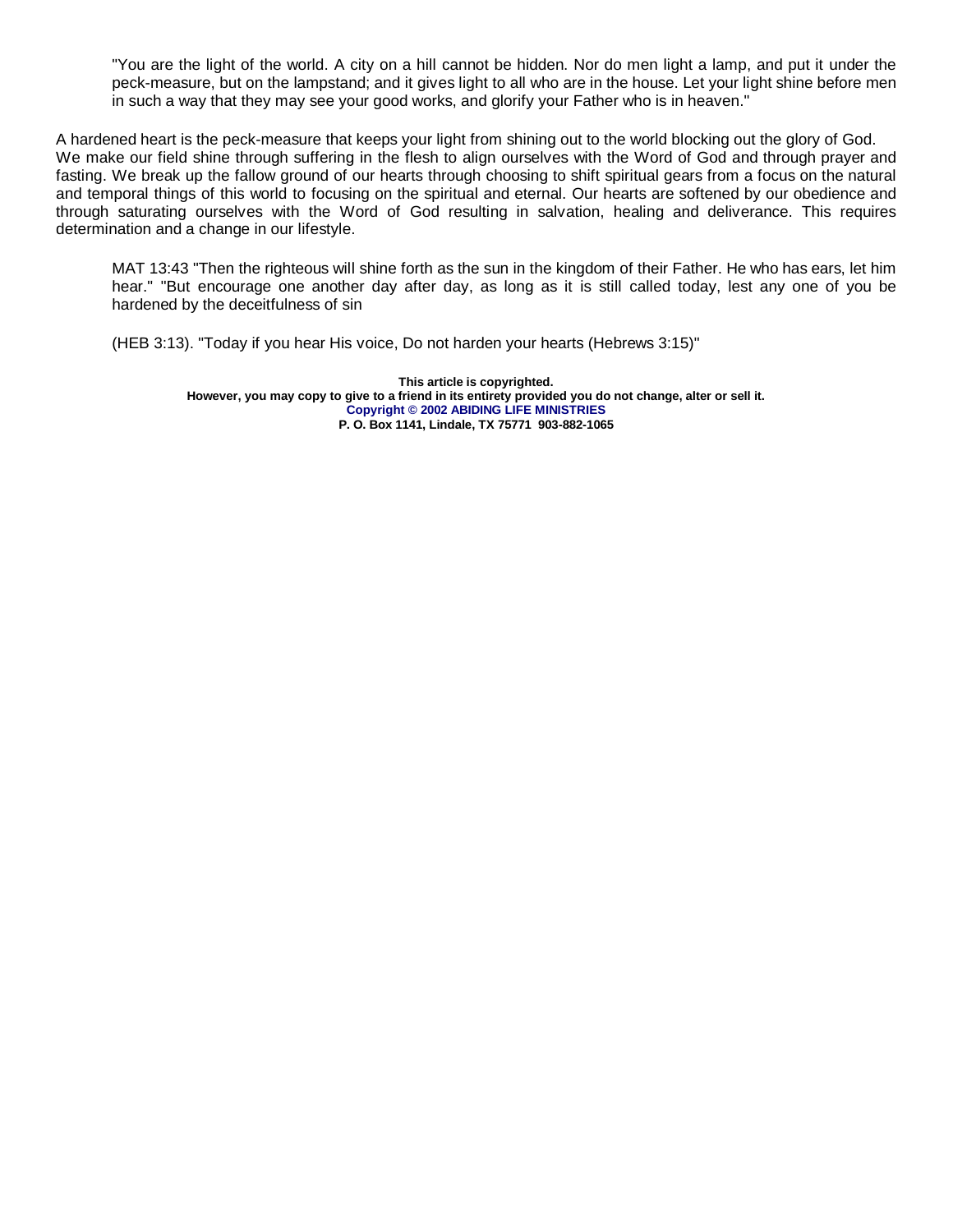> "You are the light of the world. A city on a hill cannot be hidden. Nor do men light a lamp, and put it under the peck-measure, but on the lampstand; and it gives light to all who are in the house. Let your light shine before men in such a way that they may see your good works, and glorify your Father who is in heaven."

A hardened heart is the peck-measure that keeps your light from shining out to the world blocking out the glory of God. We make our field shine through suffering in the flesh to align ourselves with the Word of God and through prayer and fasting. We break up the fallow ground of our hearts through choosing to shift spiritual gears from a focus on the natural and temporal things of this world to focusing on the spiritual and eternal. Our hearts are softened by our obedience and through saturating ourselves with the Word of God resulting in salvation, healing and deliverance. This requires determination and a change in our lifestyle.

> MAT 13:43 "Then the righteous will shine forth as the sun in the kingdom of their Father. He who has ears, let him hear." "But encourage one another day after day, as long as it is still called today, lest any one of you be hardened by the deceitfulness of sin
>
> (HEB 3:13). "Today if you hear His voice, Do not harden your hearts (Hebrews 3:15)"

**This article is copyrighted.**
**However, you may copy to give to a friend in its entirety provided you do not change, alter or sell it.**
**Copyright © 2002 ABIDING LIFE MINISTRIES**
**P. O. Box 1141, Lindale, TX 75771 903-882-1065**